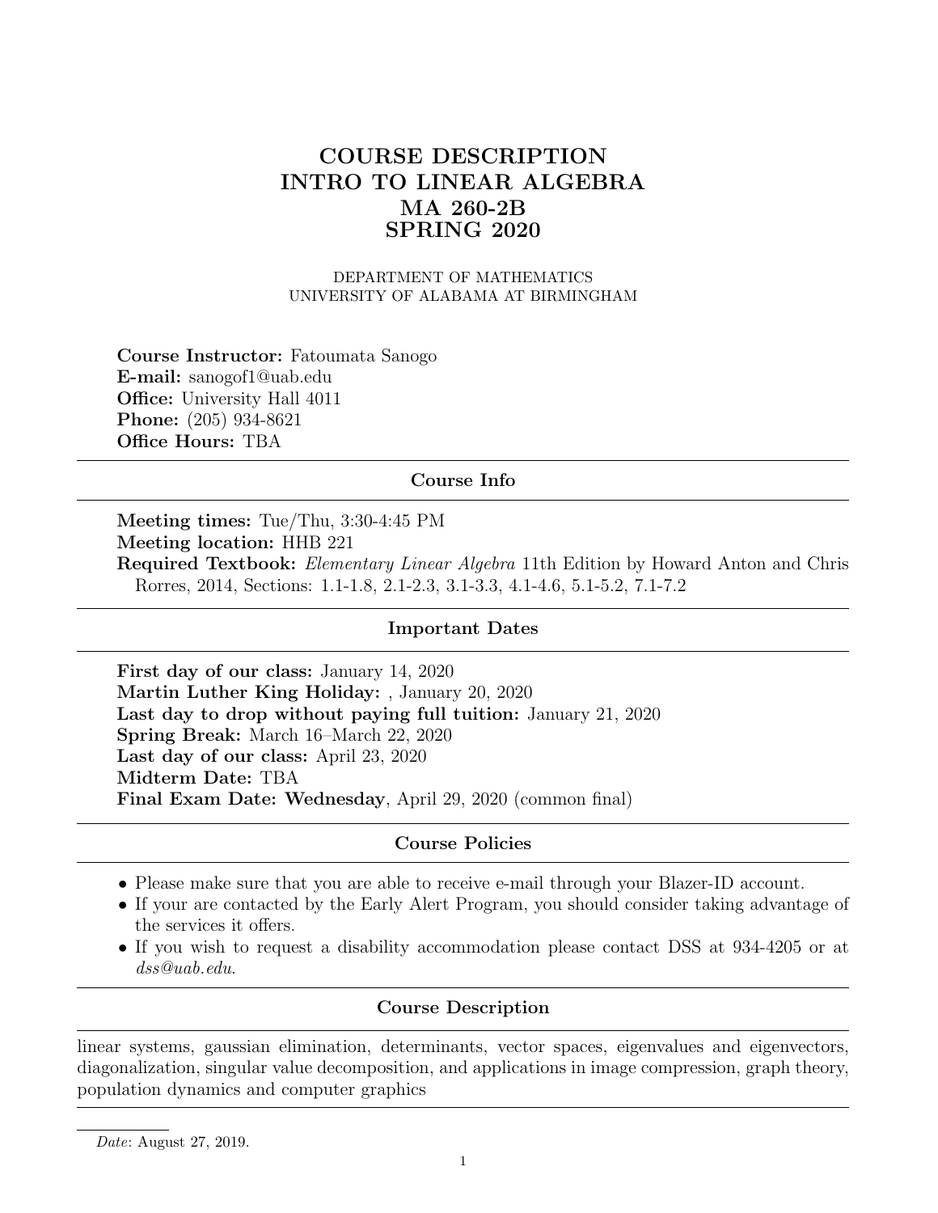# COURSE DESCRIPTION
# INTRO TO LINEAR ALGEBRA
# MA 260-2B
# SPRING 2020

DEPARTMENT OF MATHEMATICS
UNIVERSITY OF ALABAMA AT BIRMINGHAM

**Course Instructor:** Fatoumata Sanogo
**E-mail:** sanogof1@uab.edu
**Office:** University Hall 4011
**Phone:** (205) 934-8621
**Office Hours:** TBA

---

## Course Info

---

**Meeting times:** Tue/Thu, 3:30-4:45 PM
**Meeting location:** HHB 221
**Required Textbook:** *Elementary Linear Algebra* 11th Edition by Howard Anton and Chris Rorres, 2014, Sections: 1.1-1.8, 2.1-2.3, 3.1-3.3, 4.1-4.6, 5.1-5.2, 7.1-7.2

---

## Important Dates

---

**First day of our class:** January 14, 2020
**Martin Luther King Holiday:** , January 20, 2020
**Last day to drop without paying full tuition:** January 21, 2020
**Spring Break:** March 16–March 22, 2020
**Last day of our class:** April 23, 2020
**Midterm Date:** TBA
**Final Exam Date: Wednesday**, April 29, 2020 (common final)

---

## Course Policies

---

- Please make sure that you are able to receive e-mail through your Blazer-ID account.
- If your are contacted by the Early Alert Program, you should consider taking advantage of the services it offers.
- If you wish to request a disability accommodation please contact DSS at 934-4205 or at *dss@uab.edu*.

---

## Course Description

---

linear systems, gaussian elimination, determinants, vector spaces, eigenvalues and eigenvectors, diagonalization, singular value decomposition, and applications in image compression, graph theory, population dynamics and computer graphics

---

*Date*: August 27, 2019.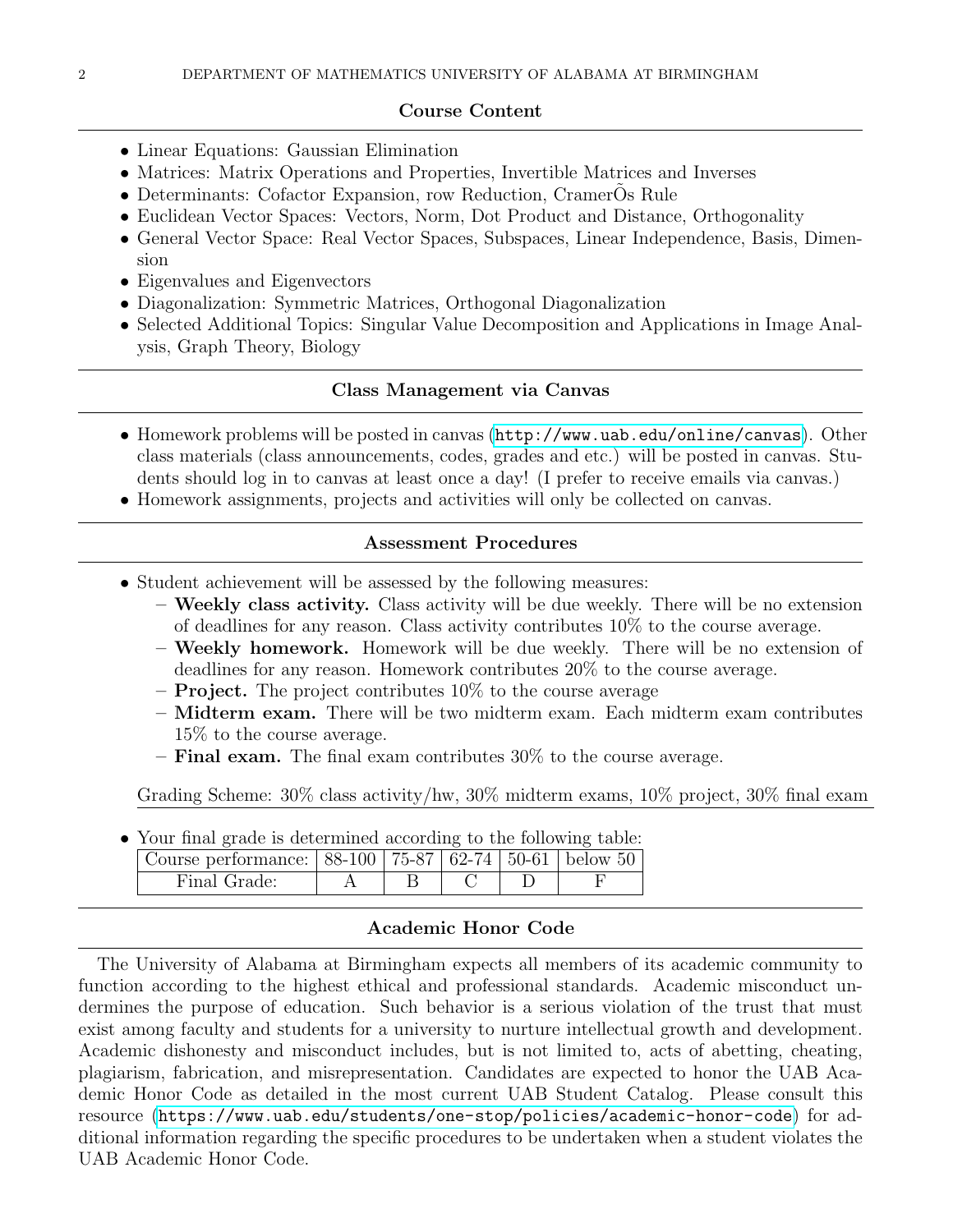## Course Content

- Linear Equations: Gaussian Elimination
- Matrices: Matrix Operations and Properties, Invertible Matrices and Inverses
- Determinants: Cofactor Expansion, row Reduction, CramerÕs Rule
- Euclidean Vector Spaces: Vectors, Norm, Dot Product and Distance, Orthogonality
- General Vector Space: Real Vector Spaces, Subspaces, Linear Independence, Basis, Dimension
- Eigenvalues and Eigenvectors
- Diagonalization: Symmetric Matrices, Orthogonal Diagonalization
- Selected Additional Topics: Singular Value Decomposition and Applications in Image Analysis, Graph Theory, Biology

## Class Management via Canvas

- Homework problems will be posted in canvas (http://www.uab.edu/online/canvas). Other class materials (class announcements, codes, grades and etc.) will be posted in canvas. Students should log in to canvas at least once a day! (I prefer to receive emails via canvas.)
- Homework assignments, projects and activities will only be collected on canvas.

## Assessment Procedures

- Student achievement will be assessed by the following measures:
  - **Weekly class activity.** Class activity will be due weekly. There will be no extension of deadlines for any reason. Class activity contributes 10% to the course average.
  - **Weekly homework.** Homework will be due weekly. There will be no extension of deadlines for any reason. Homework contributes 20% to the course average.
  - **Project.** The project contributes 10% to the course average
  - **Midterm exam.** There will be two midterm exam. Each midterm exam contributes 15% to the course average.
  - **Final exam.** The final exam contributes 30% to the course average.

  Grading Scheme: 30% class activity/hw, 30% midterm exams, 10% project, 30% final exam

- Your final grade is determined according to the following table:

| Course performance: | 88-100 | 75-87 | 62-74 | 50-61 | below 50 |
|---|---|---|---|---|---|
| Final Grade: | A | B | C | D | F |

## Academic Honor Code

The University of Alabama at Birmingham expects all members of its academic community to function according to the highest ethical and professional standards. Academic misconduct undermines the purpose of education. Such behavior is a serious violation of the trust that must exist among faculty and students for a university to nurture intellectual growth and development. Academic dishonesty and misconduct includes, but is not limited to, acts of abetting, cheating, plagiarism, fabrication, and misrepresentation. Candidates are expected to honor the UAB Academic Honor Code as detailed in the most current UAB Student Catalog. Please consult this resource (https://www.uab.edu/students/one-stop/policies/academic-honor-code) for additional information regarding the specific procedures to be undertaken when a student violates the UAB Academic Honor Code.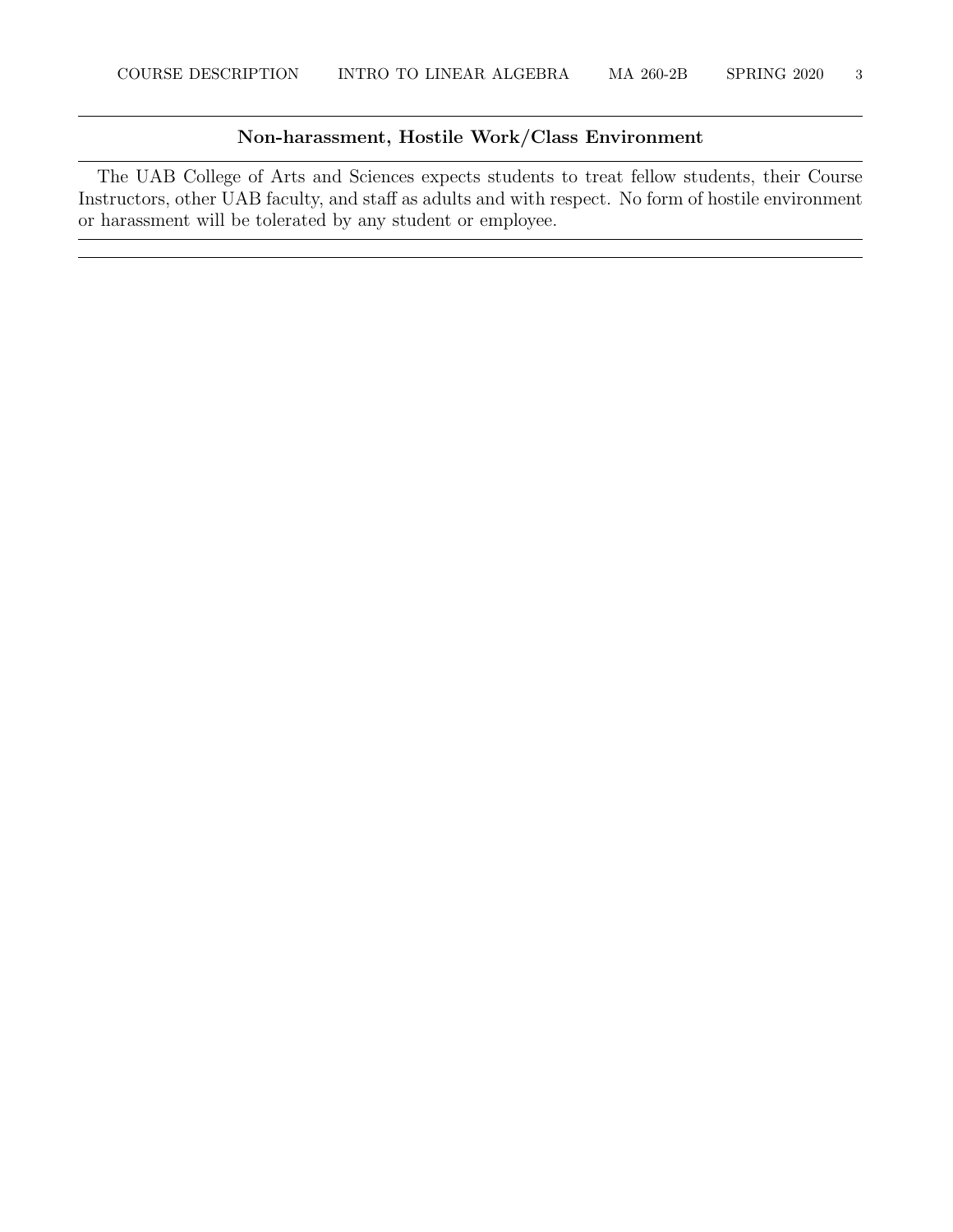## Non-harassment, Hostile Work/Class Environment

The UAB College of Arts and Sciences expects students to treat fellow students, their Course Instructors, other UAB faculty, and staff as adults and with respect. No form of hostile environment or harassment will be tolerated by any student or employee.